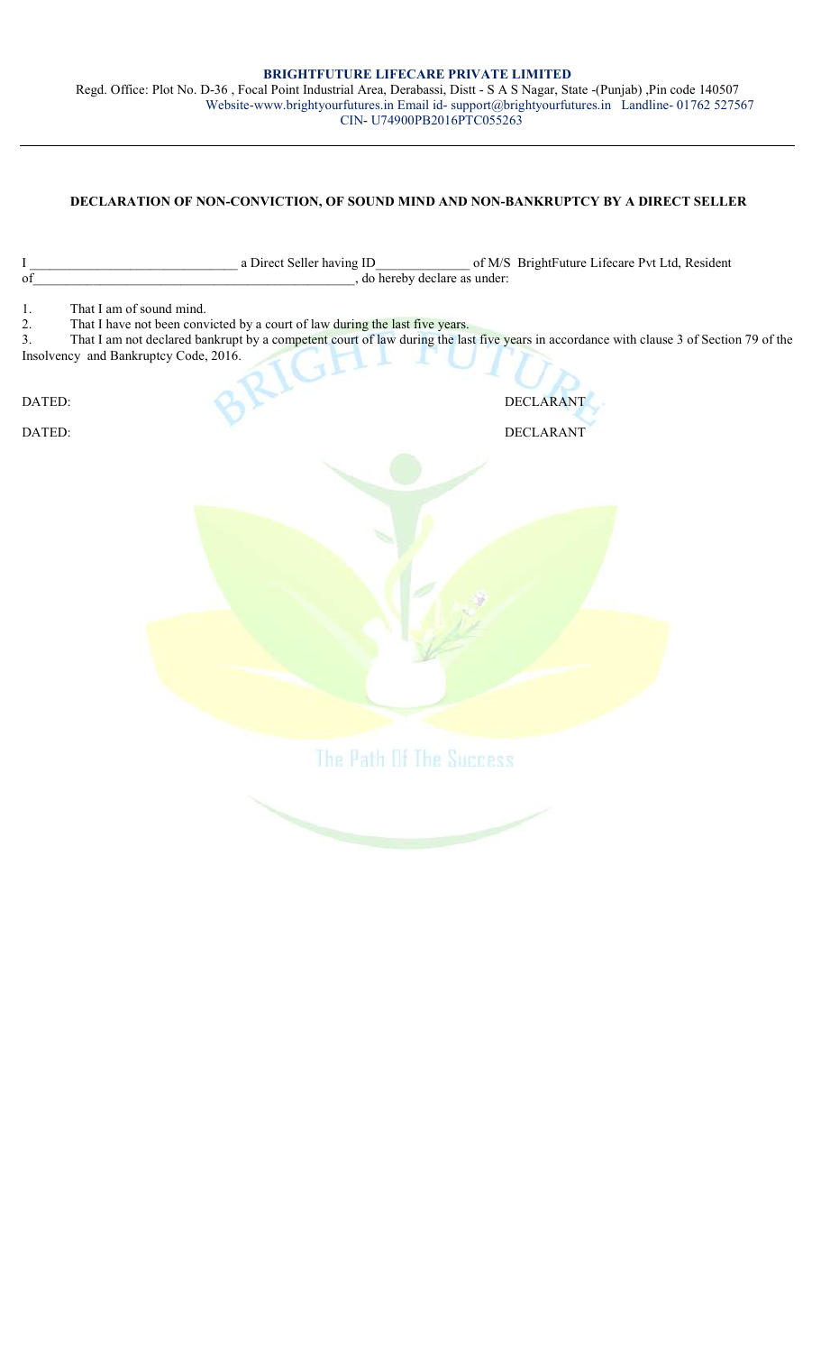**BRIGHTFUTURE LIFECARE PRIVATE LIMITED**

Regd. Office: Plot No. D-36 , Focal Point Industrial Area, Derabassi, Distt - S A S Nagar, State -(Punjab) ,Pin code 140507
Website-www.brightyourfutures.in Email id- support@brightyourfutures.in Landline- 01762 527567
CIN- U74900PB2016PTC055263

---

## DECLARATION OF NON-CONVICTION, OF SOUND MIND AND NON-BANKRUPTCY BY A DIRECT SELLER

I _______________________________ a Direct Seller having ID______________ of M/S BrightFuture Lifecare Pvt Ltd, Resident of________________________________________________, do hereby declare as under:

1. That I am of sound mind.
2. That I have not been convicted by a court of law during the last five years.
3. That I am not declared bankrupt by a competent court of law during the last five years in accordance with clause 3 of Section 79 of the Insolvency and Bankruptcy Code, 2016.

DATED: DECLARANT

DATED: DECLARANT

The Path Of The Success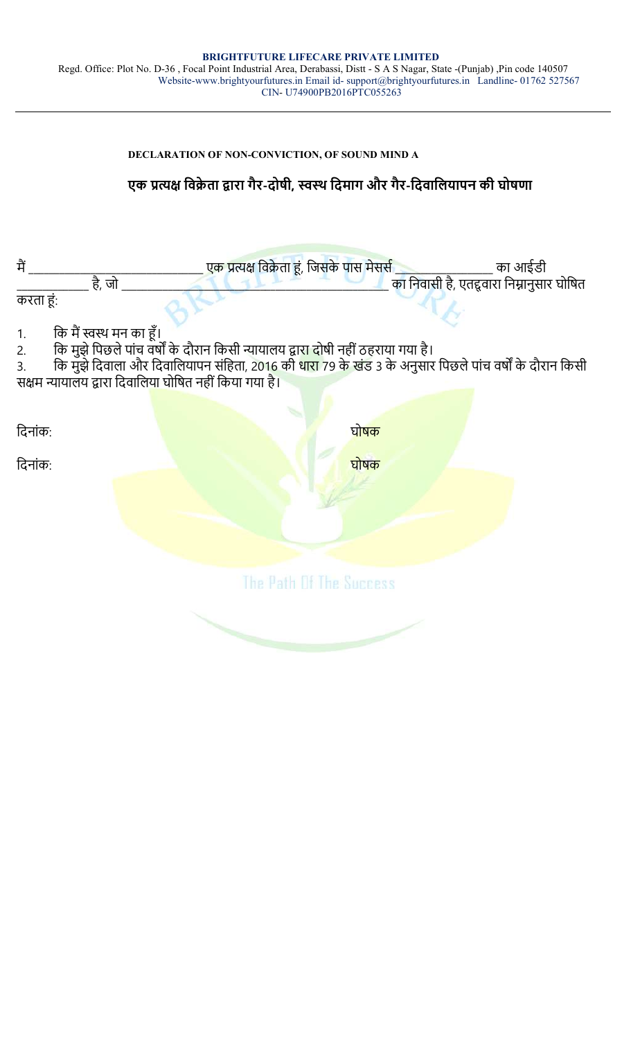**BRIGHTFUTURE LIFECARE PRIVATE LIMITED**
Regd. Office: Plot No. D-36 , Focal Point Industrial Area, Derabassi, Distt - S A S Nagar, State -(Punjab) ,Pin code 140507
Website-www.brightyourfutures.in Email id- support@brightyourfutures.in Landline- 01762 527567
CIN- U74900PB2016PTC055263

---

**DECLARATION OF NON-CONVICTION, OF SOUND MIND A**

## एक प्रत्यक्ष विक्रेता द्वारा गैर-दोषी, स्वस्थ दिमाग और गैर-दिवालियापन की घोषणा

मैं ____________________________ एक प्रत्यक्ष विक्रेता हूं, जिसके पास मेसर्स ________________ का आईडी ____________ है, जो ______________________________________________ का निवासी है, एतद्द्वारा निम्नानुसार घोषित करता हूं:

1. कि मैं स्वस्थ मन का हूँ।
2. कि मुझे पिछले पांच वर्षों के दौरान किसी न्यायालय द्वारा दोषी नहीं ठहराया गया है।
3. कि मुझे दिवाला और दिवालियापन संहिता, 2016 की धारा 79 के खंड 3 के अनुसार पिछले पांच वर्षों के दौरान किसी सक्षम न्यायालय द्वारा दिवालिया घोषित नहीं किया गया है।

दिनांक: घोषक

दिनांक: घोषक